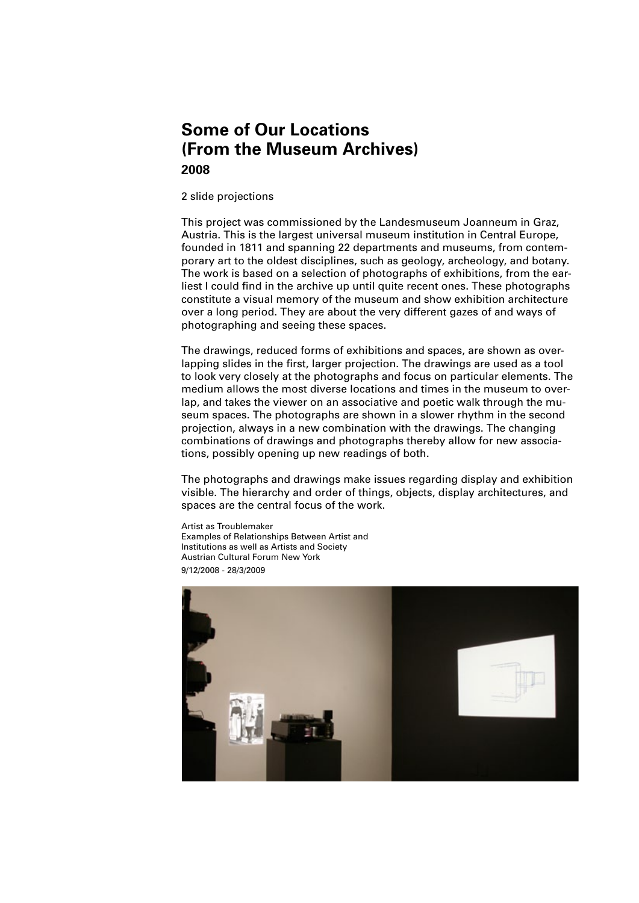# Some of Our Locations (From the Museum Archives)

## 2008

2 slide projections

This project was commissioned by the Landesmuseum Joanneum in Graz, Austria. This is the largest universal museum institution in Central Europe, founded in 1811 and spanning 22 departments and museums, from contemporary art to the oldest disciplines, such as geology, archeology, and botany. The work is based on a selection of photographs of exhibitions, from the earliest I could find in the archive up until quite recent ones. These photographs constitute a visual memory of the museum and show exhibition architecture over a long period. They are about the very different gazes of and ways of photographing and seeing these spaces.

The drawings, reduced forms of exhibitions and spaces, are shown as overlapping slides in the first, larger projection. The drawings are used as a tool to look very closely at the photographs and focus on particular elements. The medium allows the most diverse locations and times in the museum to overlap, and takes the viewer on an associative and poetic walk through the museum spaces. The photographs are shown in a slower rhythm in the second projection, always in a new combination with the drawings. The changing combinations of drawings and photographs thereby allow for new associations, possibly opening up new readings of both.

The photographs and drawings make issues regarding display and exhibition visible. The hierarchy and order of things, objects, display architectures, and spaces are the central focus of the work.

Artist as Troublemaker
Examples of Relationships Between Artist and Institutions as well as Artists and Society
Austrian Cultural Forum New York
9/12/2008 - 28/3/2009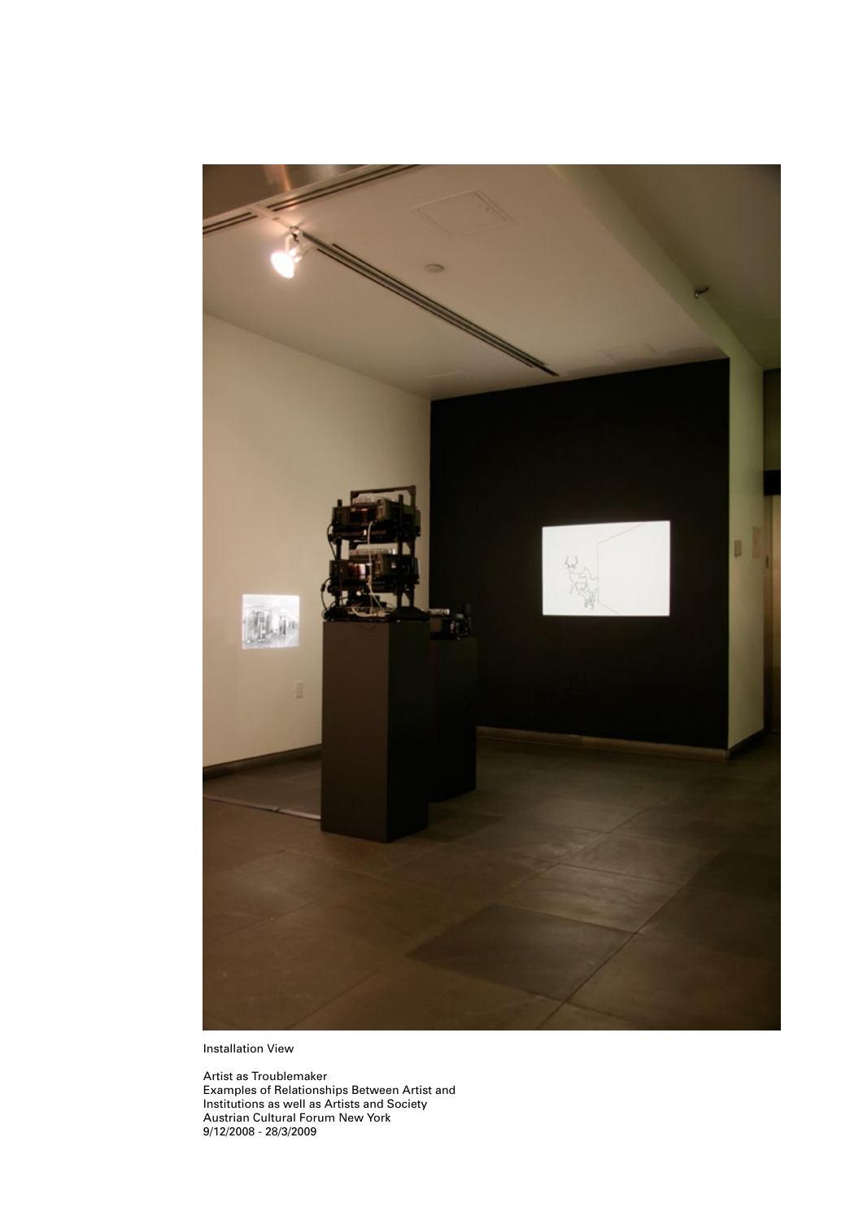Installation View

Artist as Troublemaker
Examples of Relationships Between Artist and Institutions as well as Artists and Society
Austrian Cultural Forum New York
9/12/2008 - 28/3/2009